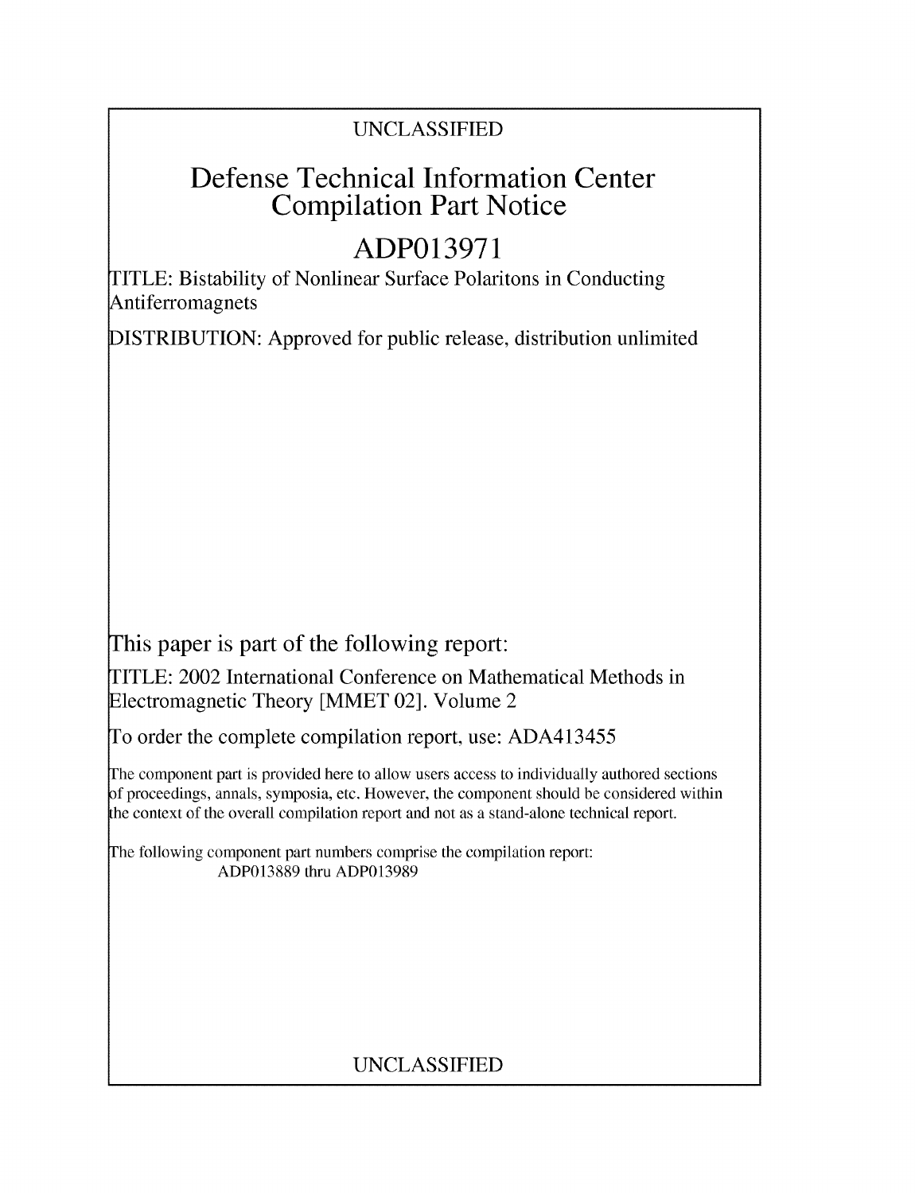UNCLASSIFIED

# Defense Technical Information Center Compilation Part Notice

## ADP013971

TITLE: Bistability of Nonlinear Surface Polaritons in Conducting Antiferromagnets

DISTRIBUTION: Approved for public release, distribution unlimited

This paper is part of the following report:

TITLE: 2002 International Conference on Mathematical Methods in Electromagnetic Theory [MMET 02]. Volume 2

To order the complete compilation report, use: ADA413455

The component part is provided here to allow users access to individually authored sections of proceedings, annals, symposia, etc. However, the component should be considered within the context of the overall compilation report and not as a stand-alone technical report.

The following component part numbers comprise the compilation report:
ADP013889 thru ADP013989

UNCLASSIFIED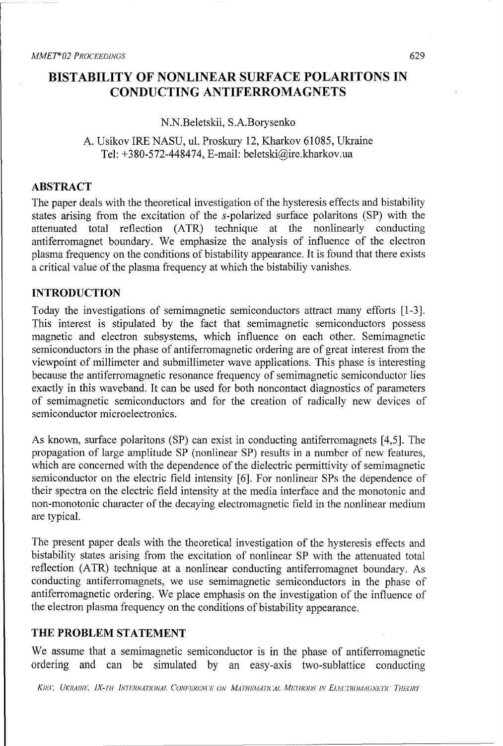# BISTABILITY OF NONLINEAR SURFACE POLARITONS IN CONDUCTING ANTIFERROMAGNETS

N.N.Beletskii, S.A.Borysenko

A. Usikov IRE NASU, ul. Proskury 12, Kharkov 61085, Ukraine
Tel: +380-572-448474, E-mail: beletski@ire.kharkov.ua

## ABSTRACT

The paper deals with the theoretical investigation of the hysteresis effects and bistability states arising from the excitation of the *s*-polarized surface polaritons (SP) with the attenuated total reflection (ATR) technique at the nonlinearly conducting antiferromagnet boundary. We emphasize the analysis of influence of the electron plasma frequency on the conditions of bistability appearance. It is found that there exists a critical value of the plasma frequency at which the bistabiliy vanishes.

## INTRODUCTION

Today the investigations of semimagnetic semiconductors attract many efforts [1-3]. This interest is stipulated by the fact that semimagnetic semiconductors possess magnetic and electron subsystems, which influence on each other. Semimagnetic semiconductors in the phase of antiferromagnetic ordering are of great interest from the viewpoint of millimeter and submillimeter wave applications. This phase is interesting because the antiferromagnetic resonance frequency of semimagnetic semiconductor lies exactly in this waveband. It can be used for both noncontact diagnostics of parameters of semimagnetic semiconductors and for the creation of radically new devices of semiconductor microelectronics.

As known, surface polaritons (SP) can exist in conducting antiferromagnets [4,5]. The propagation of large amplitude SP (nonlinear SP) results in a number of new features, which are concerned with the dependence of the dielectric permittivity of semimagnetic semiconductor on the electric field intensity [6]. For nonlinear SPs the dependence of their spectra on the electric field intensity at the media interface and the monotonic and non-monotonic character of the decaying electromagnetic field in the nonlinear medium are typical.

The present paper deals with the theoretical investigation of the hysteresis effects and bistability states arising from the excitation of nonlinear SP with the attenuated total reflection (ATR) technique at a nonlinear conducting antiferromagnet boundary. As conducting antiferromagnets, we use semimagnetic semiconductors in the phase of antiferromagnetic ordering. We place emphasis on the investigation of the influence of the electron plasma frequency on the conditions of bistability appearance.

## THE PROBLEM STATEMENT

We assume that a semimagnetic semiconductor is in the phase of antiferromagnetic ordering and can be simulated by an easy-axis two-sublattice conducting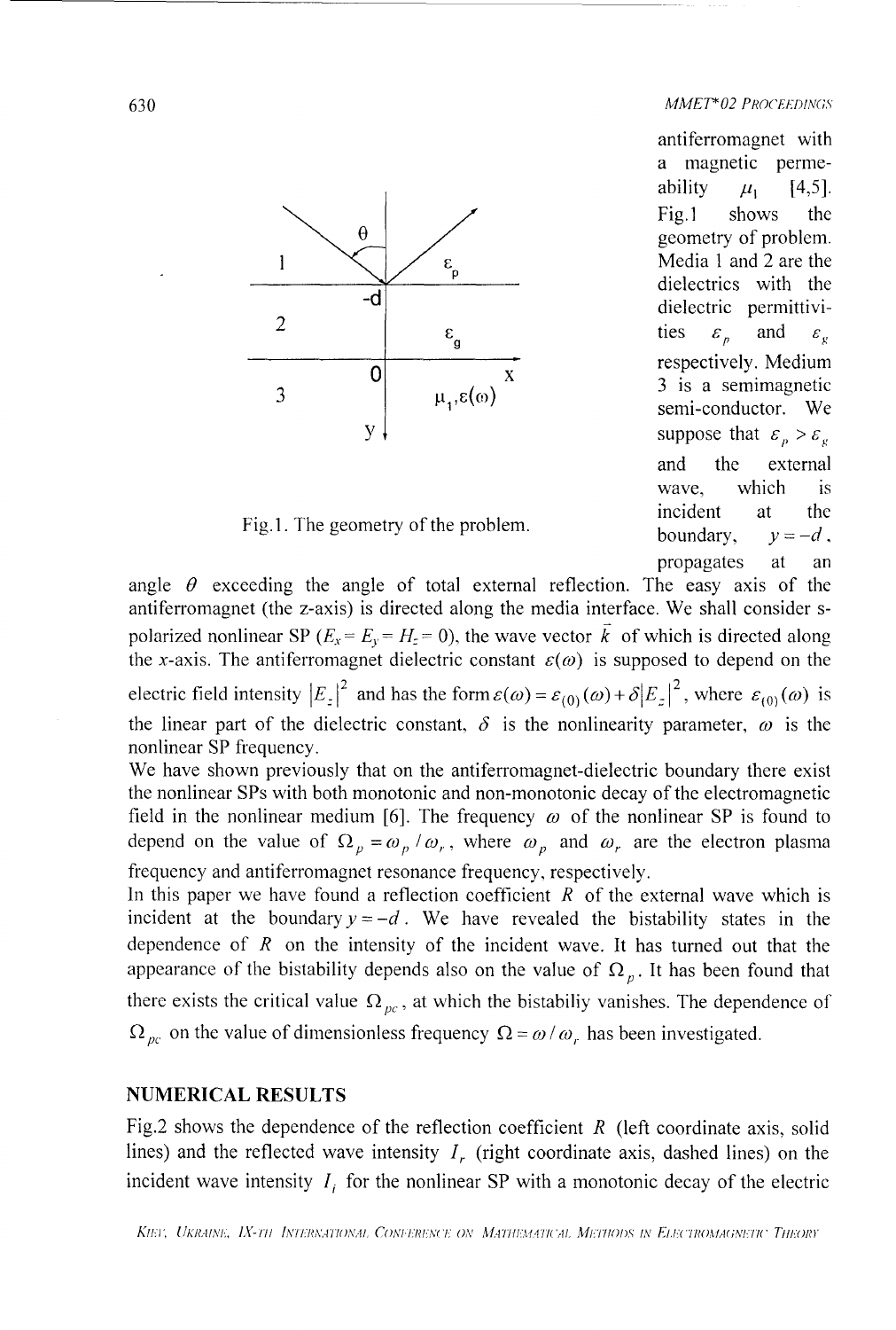antiferromagnet with a magnetic permeability $\mu_1$ [4,5]. Fig.1 shows the geometry of problem. Media 1 and 2 are the dielectrics with the dielectric permittivities $\varepsilon_p$ and $\varepsilon_g$ respectively. Medium 3 is a semimagnetic semi-conductor. We suppose that $\varepsilon_p > \varepsilon_g$ and the external wave, which is incident at the boundary, $y = -d$, propagates at an angle $\theta$ exceeding the angle of total external reflection. The easy axis of the antiferromagnet (the z-axis) is directed along the media interface. We shall consider s-polarized nonlinear SP ($E_x = E_y = H_z = 0$), the wave vector $\vec{k}$ of which is directed along the x-axis. The antiferromagnet dielectric constant $\varepsilon(\omega)$ is supposed to depend on the electric field intensity $|E_z|^2$ and has the form $\varepsilon(\omega) = \varepsilon_{(0)}(\omega) + \delta |E_z|^2$, where $\varepsilon_{(0)}(\omega)$ is the linear part of the dielectric constant, $\delta$ is the nonlinearity parameter, $\omega$ is the nonlinear SP frequency.

Fig.1. The geometry of the problem.

We have shown previously that on the antiferromagnet-dielectric boundary there exist the nonlinear SPs with both monotonic and non-monotonic decay of the electromagnetic field in the nonlinear medium [6]. The frequency $\omega$ of the nonlinear SP is found to depend on the value of $\Omega_p = \omega_p / \omega_r$, where $\omega_p$ and $\omega_r$ are the electron plasma frequency and antiferromagnet resonance frequency, respectively.

In this paper we have found a reflection coefficient $R$ of the external wave which is incident at the boundary $y = -d$. We have revealed the bistability states in the dependence of $R$ on the intensity of the incident wave. It has turned out that the appearance of the bistability depends also on the value of $\Omega_p$. It has been found that there exists the critical value $\Omega_{pc}$, at which the bistabiliy vanishes. The dependence of $\Omega_{pc}$ on the value of dimensionless frequency $\Omega = \omega / \omega_r$ has been investigated.

## NUMERICAL RESULTS

Fig.2 shows the dependence of the reflection coefficient $R$ (left coordinate axis, solid lines) and the reflected wave intensity $I_r$ (right coordinate axis, dashed lines) on the incident wave intensity $I_i$ for the nonlinear SP with a monotonic decay of the electric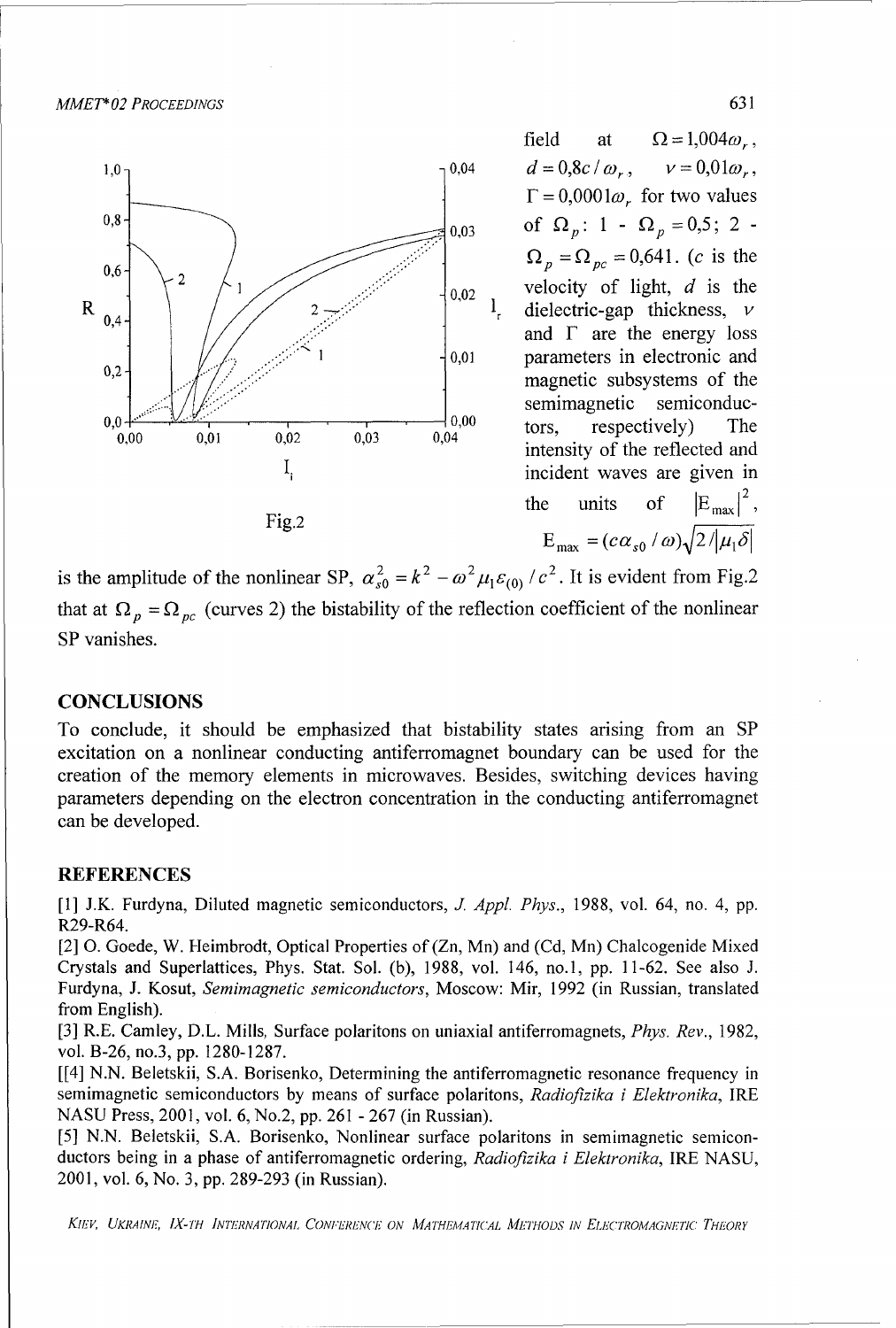1,0
0,8
0,6
0,4
0,2
0,0
R
0,00 0,01 0,02 0,03 0,04
$I_i$
0,04
0,03
0,02
0,01
0,00
$I_r$
2
1
2
1

Fig.2

field at $\Omega = 1{,}004\omega_r$, $d = 0{,}8c/\omega_r$, $\nu = 0{,}01\omega_r$, $\Gamma = 0{,}0001\omega_r$ for two values of $\Omega_p$: 1 - $\Omega_p = 0{,}5$; 2 - $\Omega_p = \Omega_{pc} = 0{,}641$. ($c$ is the velocity of light, $d$ is the dielectric-gap thickness, $\nu$ and $\Gamma$ are the energy loss parameters in electronic and magnetic subsystems of the semimagnetic semiconductors, respectively) The intensity of the reflected and incident waves are given in the units of $|E_{\max}|^2$, $E_{\max} = (c\alpha_{s0}/\omega)\sqrt{2/|\mu_1\delta|}$ is the amplitude of the nonlinear SP, $\alpha_{s0}^2 = k^2 - \omega^2\mu_1\varepsilon_{(0)}/c^2$. It is evident from Fig.2 that at $\Omega_p = \Omega_{pc}$ (curves 2) the bistability of the reflection coefficient of the nonlinear SP vanishes.

## CONCLUSIONS

To conclude, it should be emphasized that bistability states arising from an SP excitation on a nonlinear conducting antiferromagnet boundary can be used for the creation of the memory elements in microwaves. Besides, switching devices having parameters depending on the electron concentration in the conducting antiferromagnet can be developed.

## REFERENCES

[1] J.K. Furdyna, Diluted magnetic semiconductors, *J. Appl. Phys.*, 1988, vol. 64, no. 4, pp. R29-R64.

[2] O. Goede, W. Heimbrodt, Optical Properties of (Zn, Mn) and (Cd, Mn) Chalcogenide Mixed Crystals and Superlattices, Phys. Stat. Sol. (b), 1988, vol. 146, no.1, pp. 11-62. See also J. Furdyna, J. Kosut, *Semimagnetic semiconductors*, Moscow: Mir, 1992 (in Russian, translated from English).

[3] R.E. Camley, D.L. Mills, Surface polaritons on uniaxial antiferromagnets, *Phys. Rev.*, 1982, vol. B-26, no.3, pp. 1280-1287.

[[4] N.N. Beletskii, S.A. Borisenko, Determining the antiferromagnetic resonance frequency in semimagnetic semiconductors by means of surface polaritons, *Radiofizika i Elektronika*, IRE NASU Press, 2001, vol. 6, No.2, pp. 261 - 267 (in Russian).

[5] N.N. Beletskii, S.A. Borisenko, Nonlinear surface polaritons in semimagnetic semiconductors being in a phase of antiferromagnetic ordering, *Radiofizika i Elektronika*, IRE NASU, 2001, vol. 6, No. 3, pp. 289-293 (in Russian).